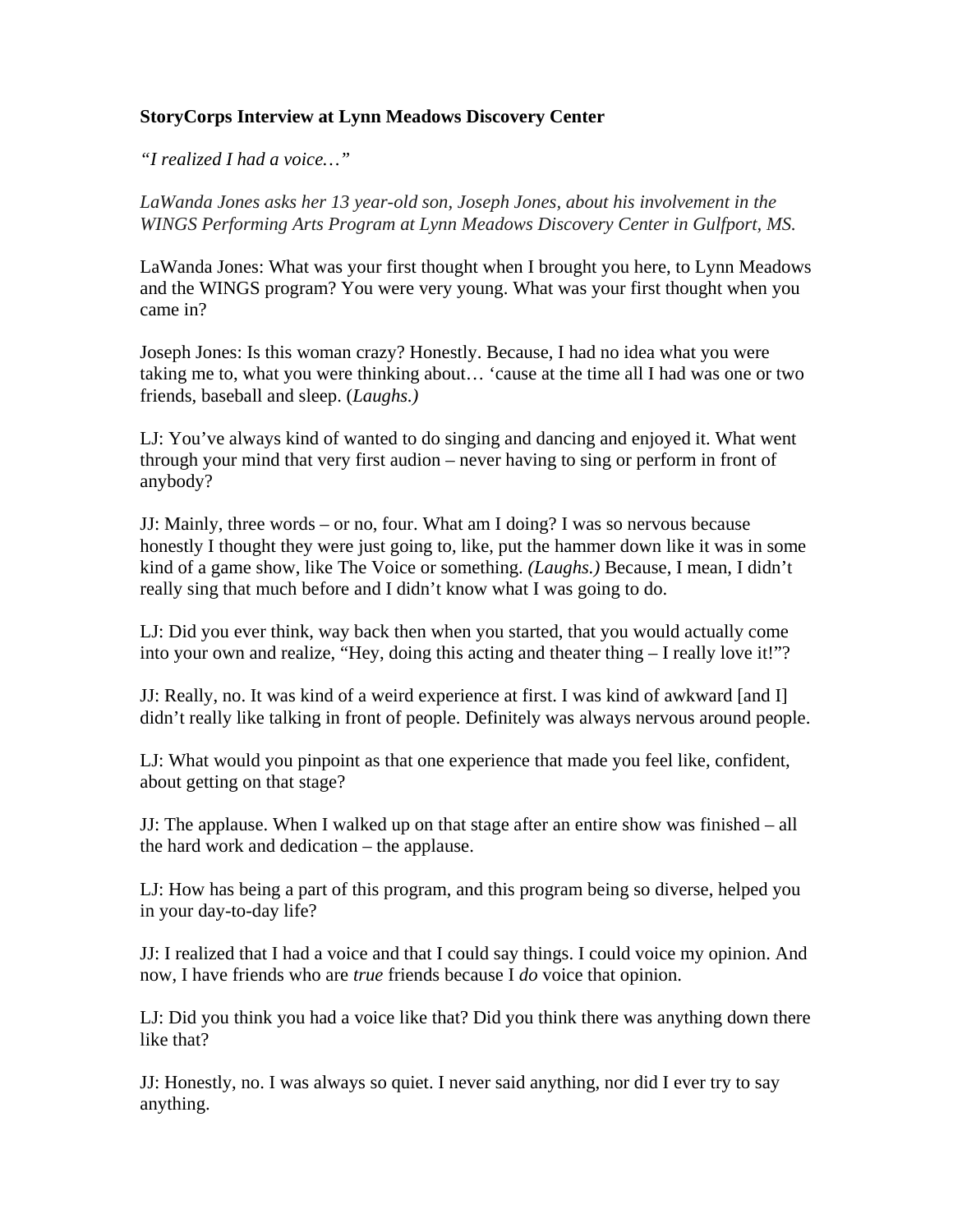**StoryCorps Interview at Lynn Meadows Discovery Center**

*"I realized I had a voice…"*

*LaWanda Jones asks her 13 year-old son, Joseph Jones, about his involvement in the WINGS Performing Arts Program at Lynn Meadows Discovery Center in Gulfport, MS.*

LaWanda Jones: What was your first thought when I brought you here, to Lynn Meadows and the WINGS program? You were very young. What was your first thought when you came in?

Joseph Jones: Is this woman crazy? Honestly. Because, I had no idea what you were taking me to, what you were thinking about… 'cause at the time all I had was one or two friends, baseball and sleep. (*Laughs.)*

LJ: You've always kind of wanted to do singing and dancing and enjoyed it. What went through your mind that very first audion – never having to sing or perform in front of anybody?

JJ: Mainly, three words – or no, four. What am I doing? I was so nervous because honestly I thought they were just going to, like, put the hammer down like it was in some kind of a game show, like The Voice or something. *(Laughs.)* Because, I mean, I didn't really sing that much before and I didn't know what I was going to do.

LJ: Did you ever think, way back then when you started, that you would actually come into your own and realize, "Hey, doing this acting and theater thing – I really love it!"?

JJ: Really, no. It was kind of a weird experience at first. I was kind of awkward [and I] didn't really like talking in front of people. Definitely was always nervous around people.

LJ: What would you pinpoint as that one experience that made you feel like, confident, about getting on that stage?

JJ: The applause. When I walked up on that stage after an entire show was finished – all the hard work and dedication – the applause.

LJ: How has being a part of this program, and this program being so diverse, helped you in your day-to-day life?

JJ: I realized that I had a voice and that I could say things. I could voice my opinion. And now, I have friends who are *true* friends because I *do* voice that opinion.

LJ: Did you think you had a voice like that? Did you think there was anything down there like that?

JJ: Honestly, no. I was always so quiet. I never said anything, nor did I ever try to say anything.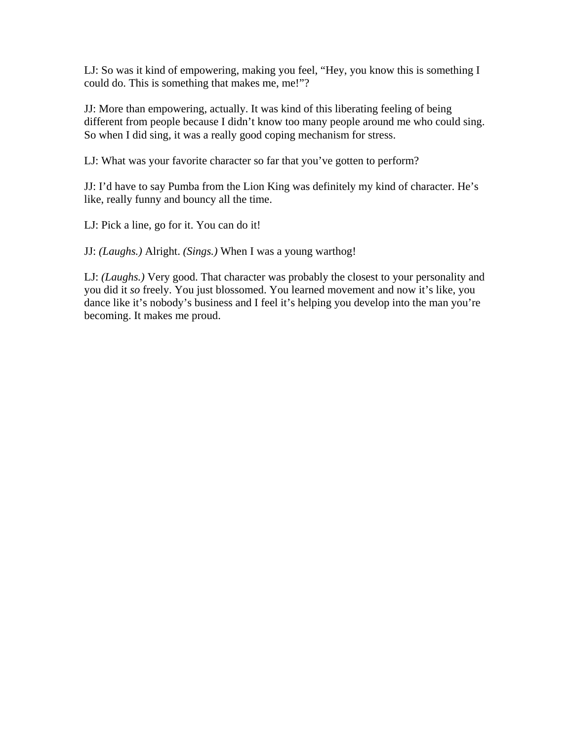LJ: So was it kind of empowering, making you feel, “Hey, you know this is something I could do. This is something that makes me, me!”?

JJ: More than empowering, actually. It was kind of this liberating feeling of being different from people because I didn’t know too many people around me who could sing. So when I did sing, it was a really good coping mechanism for stress.

LJ: What was your favorite character so far that you’ve gotten to perform?

JJ: I’d have to say Pumba from the Lion King was definitely my kind of character. He’s like, really funny and bouncy all the time.

LJ: Pick a line, go for it. You can do it!

JJ: *(Laughs.)* Alright. *(Sings.)* When I was a young warthog!

LJ: *(Laughs.)* Very good. That character was probably the closest to your personality and you did it *so* freely. You just blossomed. You learned movement and now it’s like, you dance like it’s nobody’s business and I feel it’s helping you develop into the man you’re becoming. It makes me proud.